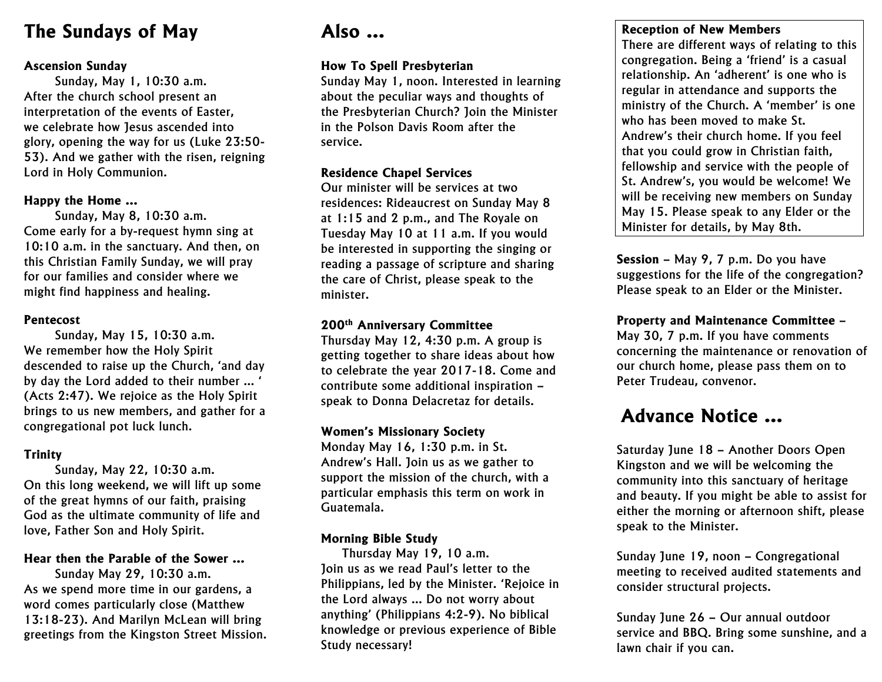## The Sundays of May

**Ascension Sunday**

Sunday, May 1, 10:30 a.m.
After the church school present an interpretation of the events of Easter, we celebrate how Jesus ascended into glory, opening the way for us (Luke 23:50-53). And we gather with the risen, reigning Lord in Holy Communion.

**Happy the Home ...**

Sunday, May 8, 10:30 a.m.
Come early for a by-request hymn sing at 10:10 a.m. in the sanctuary. And then, on this Christian Family Sunday, we will pray for our families and consider where we might find happiness and healing.

**Pentecost**

Sunday, May 15, 10:30 a.m.
We remember how the Holy Spirit descended to raise up the Church, 'and day by day the Lord added to their number ... ' (Acts 2:47). We rejoice as the Holy Spirit brings to us new members, and gather for a congregational pot luck lunch.

**Trinity**

Sunday, May 22, 10:30 a.m.
On this long weekend, we will lift up some of the great hymns of our faith, praising God as the ultimate community of life and love, Father Son and Holy Spirit.

**Hear then the Parable of the Sower ...**

Sunday May 29, 10:30 a.m.
As we spend more time in our gardens, a word comes particularly close (Matthew 13:18-23). And Marilyn McLean will bring greetings from the Kingston Street Mission.

## Also ...

**How To Spell Presbyterian**

Sunday May 1, noon. Interested in learning about the peculiar ways and thoughts of the Presbyterian Church? Join the Minister in the Polson Davis Room after the service.

**Residence Chapel Services**

Our minister will be services at two residences: Rideaucrest on Sunday May 8 at 1:15 and 2 p.m., and The Royale on Tuesday May 10 at 11 a.m. If you would be interested in supporting the singing or reading a passage of scripture and sharing the care of Christ, please speak to the minister.

**200th Anniversary Committee**

Thursday May 12, 4:30 p.m. A group is getting together to share ideas about how to celebrate the year 2017-18. Come and contribute some additional inspiration – speak to Donna Delacretaz for details.

**Women's Missionary Society**

Monday May 16, 1:30 p.m. in St. Andrew's Hall. Join us as we gather to support the mission of the church, with a particular emphasis this term on work in Guatemala.

**Morning Bible Study**

Thursday May 19, 10 a.m.
Join us as we read Paul's letter to the Philippians, led by the Minister. 'Rejoice in the Lord always ... Do not worry about anything' (Philippians 4:2-9). No biblical knowledge or previous experience of Bible Study necessary!

**Reception of New Members**

There are different ways of relating to this congregation. Being a 'friend' is a casual relationship. An 'adherent' is one who is regular in attendance and supports the ministry of the Church. A 'member' is one who has been moved to make St. Andrew's their church home. If you feel that you could grow in Christian faith, fellowship and service with the people of St. Andrew's, you would be welcome! We will be receiving new members on Sunday May 15. Please speak to any Elder or the Minister for details, by May 8th.

**Session** – May 9, 7 p.m. Do you have suggestions for the life of the congregation? Please speak to an Elder or the Minister.

**Property and Maintenance Committee** – May 30, 7 p.m. If you have comments concerning the maintenance or renovation of our church home, please pass them on to Peter Trudeau, convenor.

## Advance Notice ...

Saturday June 18 – Another Doors Open Kingston and we will be welcoming the community into this sanctuary of heritage and beauty. If you might be able to assist for either the morning or afternoon shift, please speak to the Minister.

Sunday June 19, noon – Congregational meeting to received audited statements and consider structural projects.

Sunday June 26 – Our annual outdoor service and BBQ. Bring some sunshine, and a lawn chair if you can.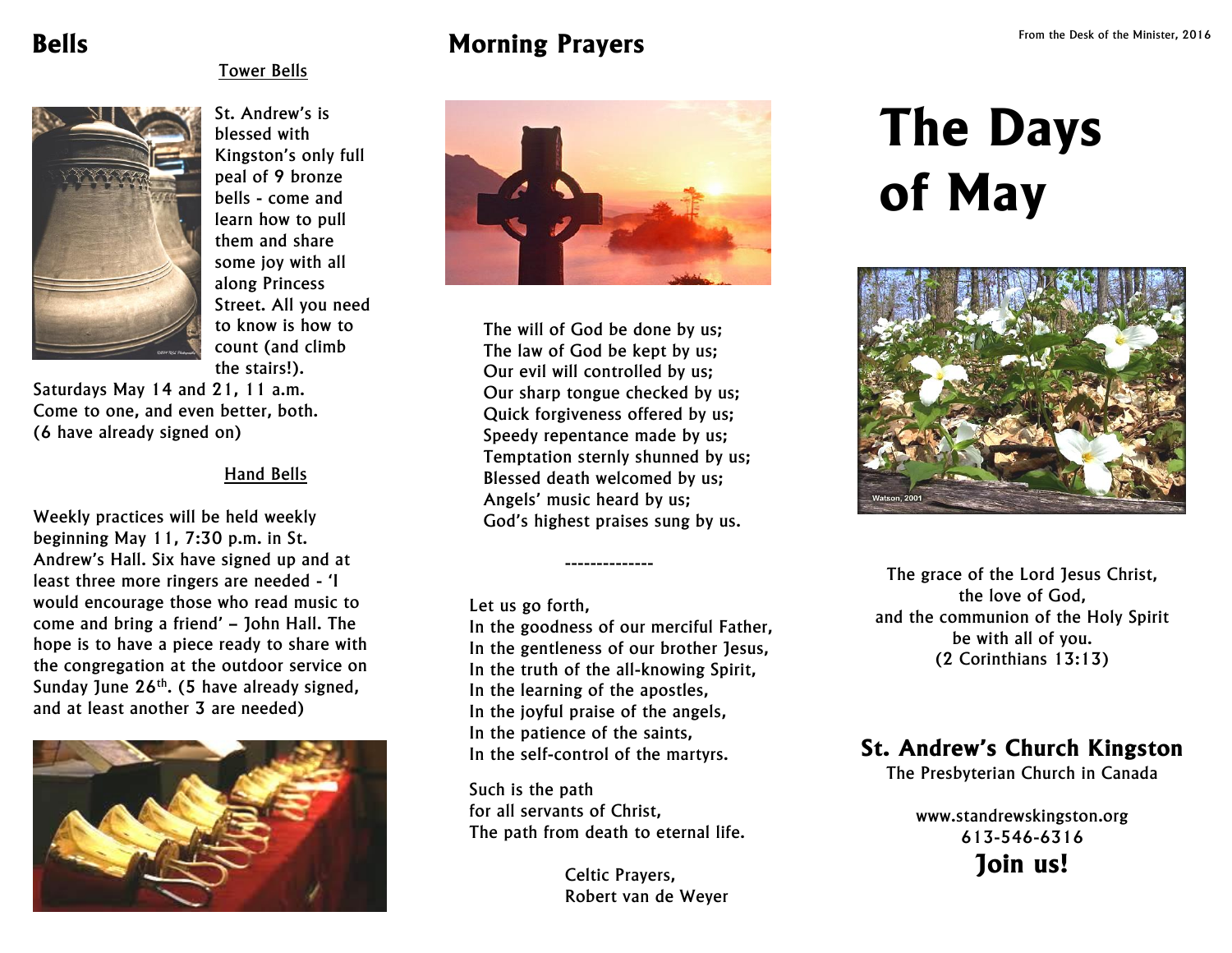# Bells

## Tower Bells

St. Andrew's is blessed with Kingston's only full peal of 9 bronze bells - come and learn how to pull them and share some joy with all along Princess Street. All you need to know is how to count (and climb the stairs!).
Saturdays May 14 and 21, 11 a.m.
Come to one, and even better, both.
(6 have already signed on)

## Hand Bells

Weekly practices will be held weekly beginning May 11, 7:30 p.m. in St. Andrew's Hall. Six have signed up and at least three more ringers are needed - 'I would encourage those who read music to come and bring a friend' – John Hall. The hope is to have a piece ready to share with the congregation at the outdoor service on Sunday June 26th. (5 have already signed, and at least another 3 are needed)

# Morning Prayers

The will of God be done by us;
The law of God be kept by us;
Our evil will controlled by us;
Our sharp tongue checked by us;
Quick forgiveness offered by us;
Speedy repentance made by us;
Temptation sternly shunned by us;
Blessed death welcomed by us;
Angels' music heard by us;
God's highest praises sung by us.

--------------

Let us go forth,
In the goodness of our merciful Father,
In the gentleness of our brother Jesus,
In the truth of the all-knowing Spirit,
In the learning of the apostles,
In the joyful praise of the angels,
In the patience of the saints,
In the self-control of the martyrs.

Such is the path
for all servants of Christ,
The path from death to eternal life.

Celtic Prayers,
Robert van de Weyer

From the Desk of the Minister, 2016

# The Days of May

Watson, 2001

The grace of the Lord Jesus Christ,
the love of God,
and the communion of the Holy Spirit
be with all of you.
(2 Corinthians 13:13)

**St. Andrew's Church Kingston**
The Presbyterian Church in Canada

www.standrewskingston.org
613-546-6316
**Join us!**